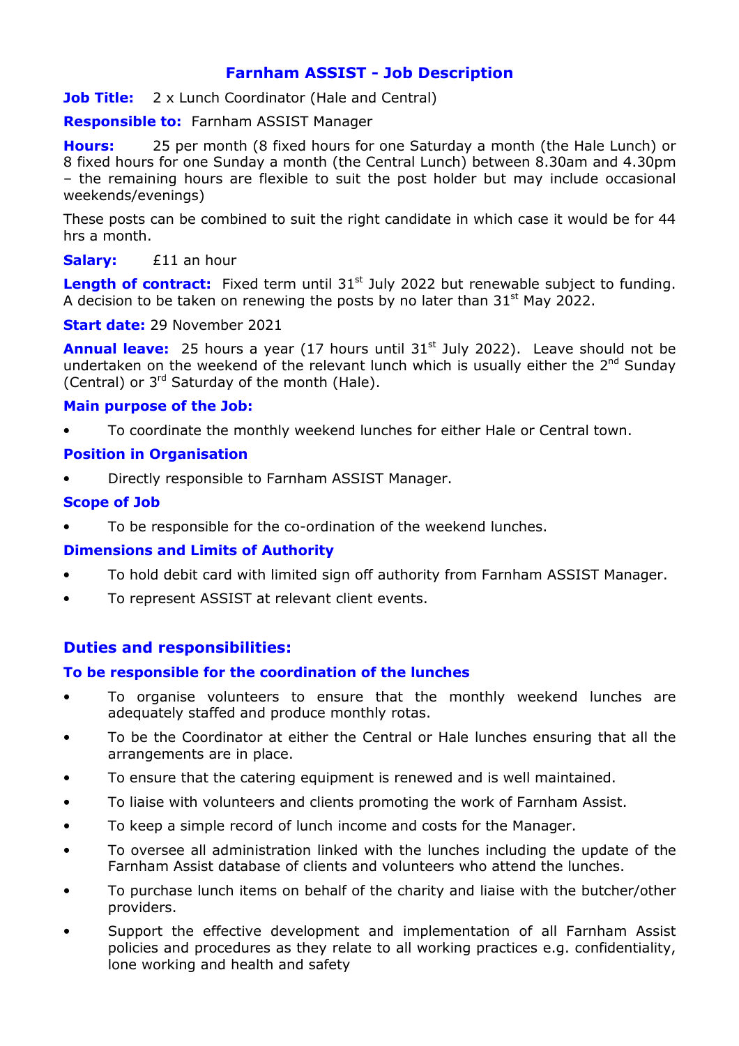# Farnham ASSIST - Job Description

**Job Title:** 2 x Lunch Coordinator (Hale and Central)

**Responsible to:** Farnham ASSIST Manager

**Hours:** 25 per month (8 fixed hours for one Saturday a month (the Hale Lunch) or 8 fixed hours for one Sunday a month (the Central Lunch) between 8.30am and 4.30pm – the remaining hours are flexible to suit the post holder but may include occasional weekends/evenings)

These posts can be combined to suit the right candidate in which case it would be for 44 hrs a month.

**Salary:** £11 an hour

**Length of contract:** Fixed term until 31st July 2022 but renewable subject to funding. A decision to be taken on renewing the posts by no later than 31st May 2022.

**Start date:** 29 November 2021

**Annual leave:** 25 hours a year (17 hours until 31st July 2022). Leave should not be undertaken on the weekend of the relevant lunch which is usually either the 2nd Sunday (Central) or 3rd Saturday of the month (Hale).

### Main purpose of the Job:

- To coordinate the monthly weekend lunches for either Hale or Central town.

### Position in Organisation

- Directly responsible to Farnham ASSIST Manager.

### Scope of Job

- To be responsible for the co-ordination of the weekend lunches.

### Dimensions and Limits of Authority

- To hold debit card with limited sign off authority from Farnham ASSIST Manager.
- To represent ASSIST at relevant client events.

## Duties and responsibilities:

### To be responsible for the coordination of the lunches

- To organise volunteers to ensure that the monthly weekend lunches are adequately staffed and produce monthly rotas.
- To be the Coordinator at either the Central or Hale lunches ensuring that all the arrangements are in place.
- To ensure that the catering equipment is renewed and is well maintained.
- To liaise with volunteers and clients promoting the work of Farnham Assist.
- To keep a simple record of lunch income and costs for the Manager.
- To oversee all administration linked with the lunches including the update of the Farnham Assist database of clients and volunteers who attend the lunches.
- To purchase lunch items on behalf of the charity and liaise with the butcher/other providers.
- Support the effective development and implementation of all Farnham Assist policies and procedures as they relate to all working practices e.g. confidentiality, lone working and health and safety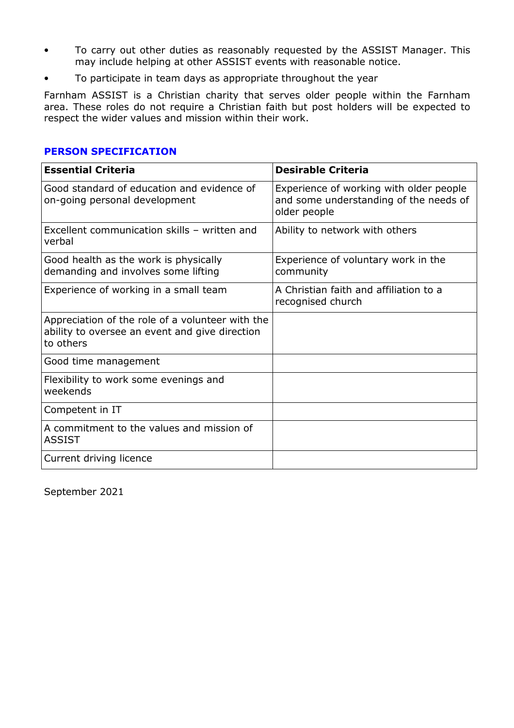- To carry out other duties as reasonably requested by the ASSIST Manager. This may include helping at other ASSIST events with reasonable notice.
- To participate in team days as appropriate throughout the year

Farnham ASSIST is a Christian charity that serves older people within the Farnham area. These roles do not require a Christian faith but post holders will be expected to respect the wider values and mission within their work.

## PERSON SPECIFICATION

| Essential Criteria | Desirable Criteria |
| --- | --- |
| Good standard of education and evidence of on-going personal development | Experience of working with older people and some understanding of the needs of older people |
| Excellent communication skills – written and verbal | Ability to network with others |
| Good health as the work is physically demanding and involves some lifting | Experience of voluntary work in the community |
| Experience of working in a small team | A Christian faith and affiliation to a recognised church |
| Appreciation of the role of a volunteer with the ability to oversee an event and give direction to others | |
| Good time management | |
| Flexibility to work some evenings and weekends | |
| Competent in IT | |
| A commitment to the values and mission of ASSIST | |
| Current driving licence | |

September 2021